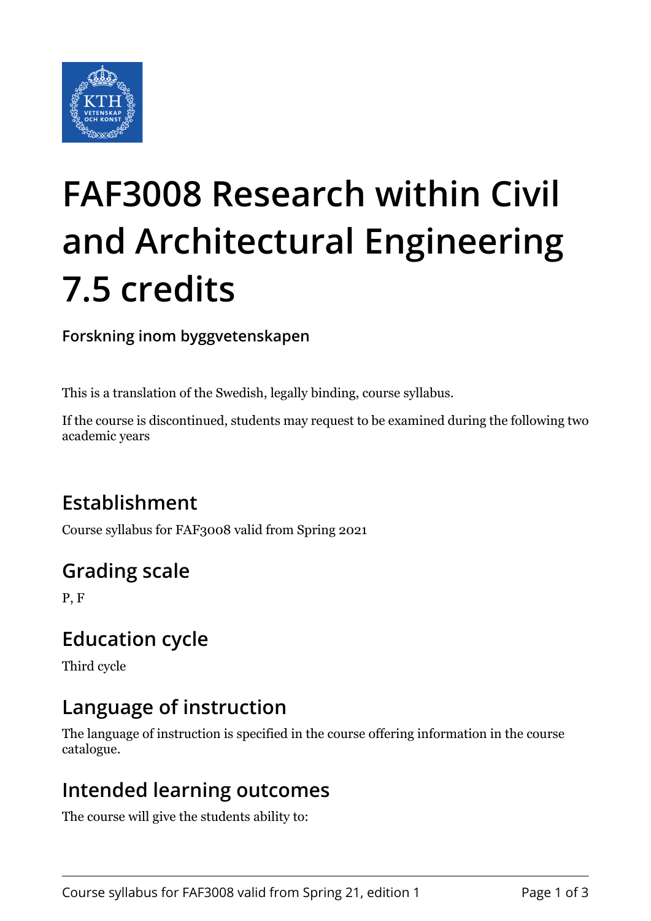# FAF3008 Research within Civil and Architectural Engineering 7.5 credits

**Forskning inom byggvetenskapen**

This is a translation of the Swedish, legally binding, course syllabus.

If the course is discontinued, students may request to be examined during the following two academic years

## Establishment

Course syllabus for FAF3008 valid from Spring 2021

## Grading scale

P, F

## Education cycle

Third cycle

## Language of instruction

The language of instruction is specified in the course offering information in the course catalogue.

## Intended learning outcomes

The course will give the students ability to: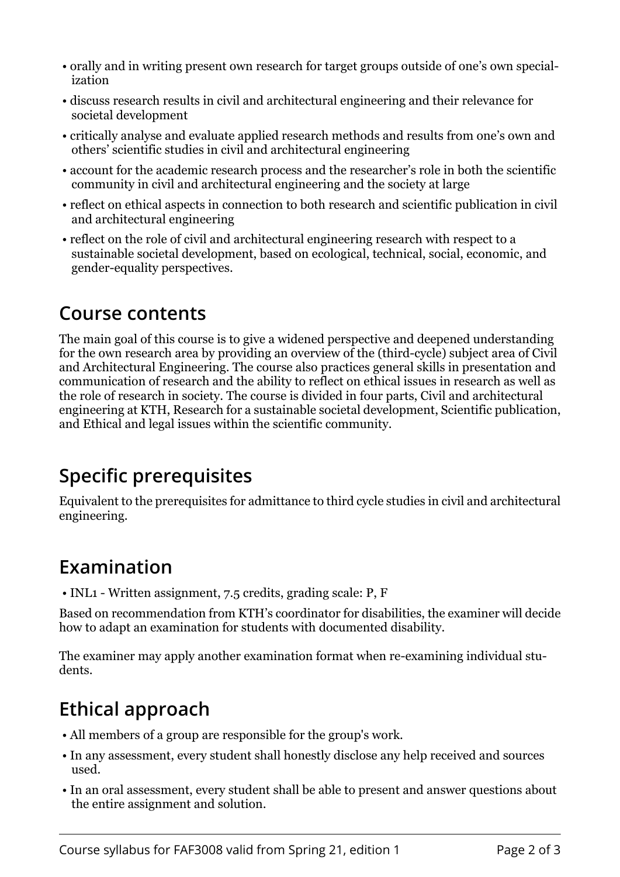- orally and in writing present own research for target groups outside of one's own specialization
- discuss research results in civil and architectural engineering and their relevance for societal development
- critically analyse and evaluate applied research methods and results from one's own and others' scientific studies in civil and architectural engineering
- account for the academic research process and the researcher's role in both the scientific community in civil and architectural engineering and the society at large
- reflect on ethical aspects in connection to both research and scientific publication in civil and architectural engineering
- reflect on the role of civil and architectural engineering research with respect to a sustainable societal development, based on ecological, technical, social, economic, and gender-equality perspectives.

## Course contents

The main goal of this course is to give a widened perspective and deepened understanding for the own research area by providing an overview of the (third-cycle) subject area of Civil and Architectural Engineering. The course also practices general skills in presentation and communication of research and the ability to reflect on ethical issues in research as well as the role of research in society. The course is divided in four parts, Civil and architectural engineering at KTH, Research for a sustainable societal development, Scientific publication, and Ethical and legal issues within the scientific community.

## Specific prerequisites

Equivalent to the prerequisites for admittance to third cycle studies in civil and architectural engineering.

## Examination

- INL1 - Written assignment, 7.5 credits, grading scale: P, F

Based on recommendation from KTH's coordinator for disabilities, the examiner will decide how to adapt an examination for students with documented disability.

The examiner may apply another examination format when re-examining individual students.

## Ethical approach

- All members of a group are responsible for the group's work.
- In any assessment, every student shall honestly disclose any help received and sources used.
- In an oral assessment, every student shall be able to present and answer questions about the entire assignment and solution.